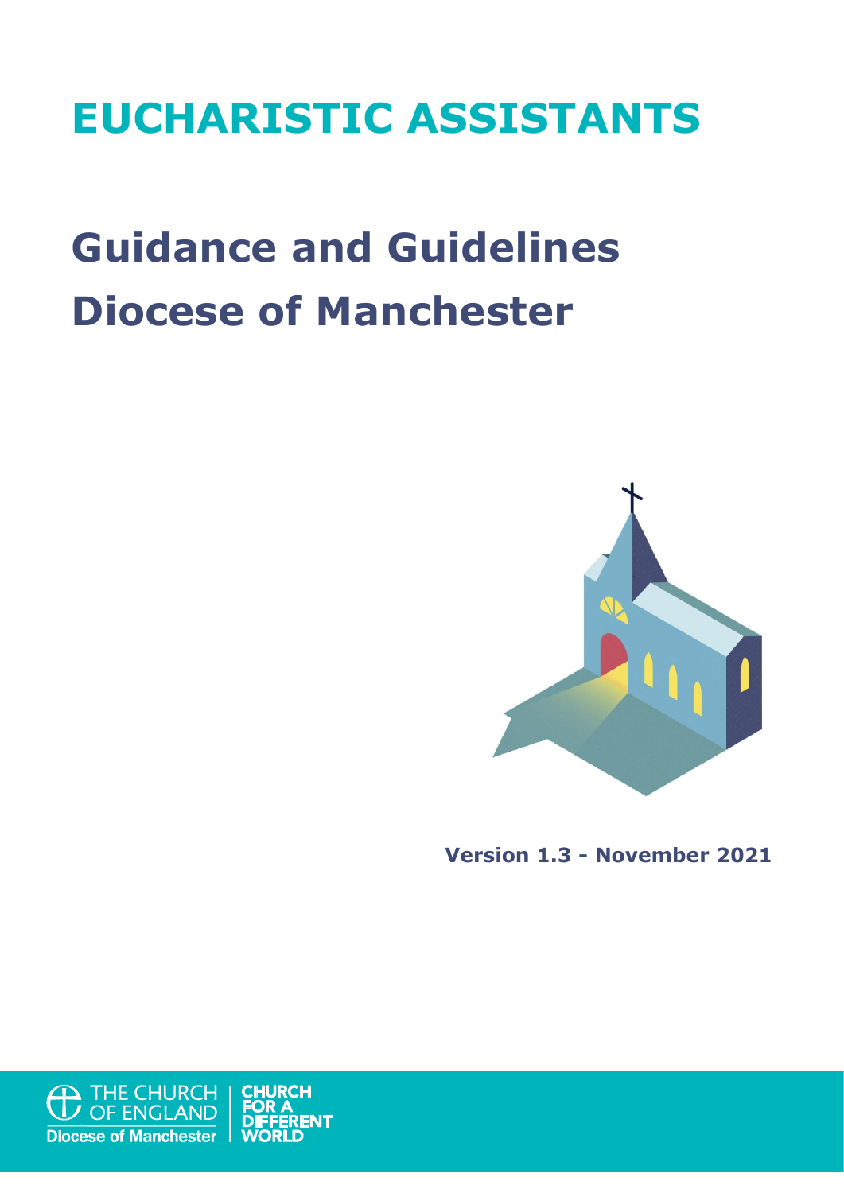# EUCHARISTIC ASSISTANTS

## Guidance and Guidelines
## Diocese of Manchester

**Version 1.3 - November 2021**

THE CHURCH OF ENGLAND
Diocese of Manchester

CHURCH FOR A DIFFERENT WORLD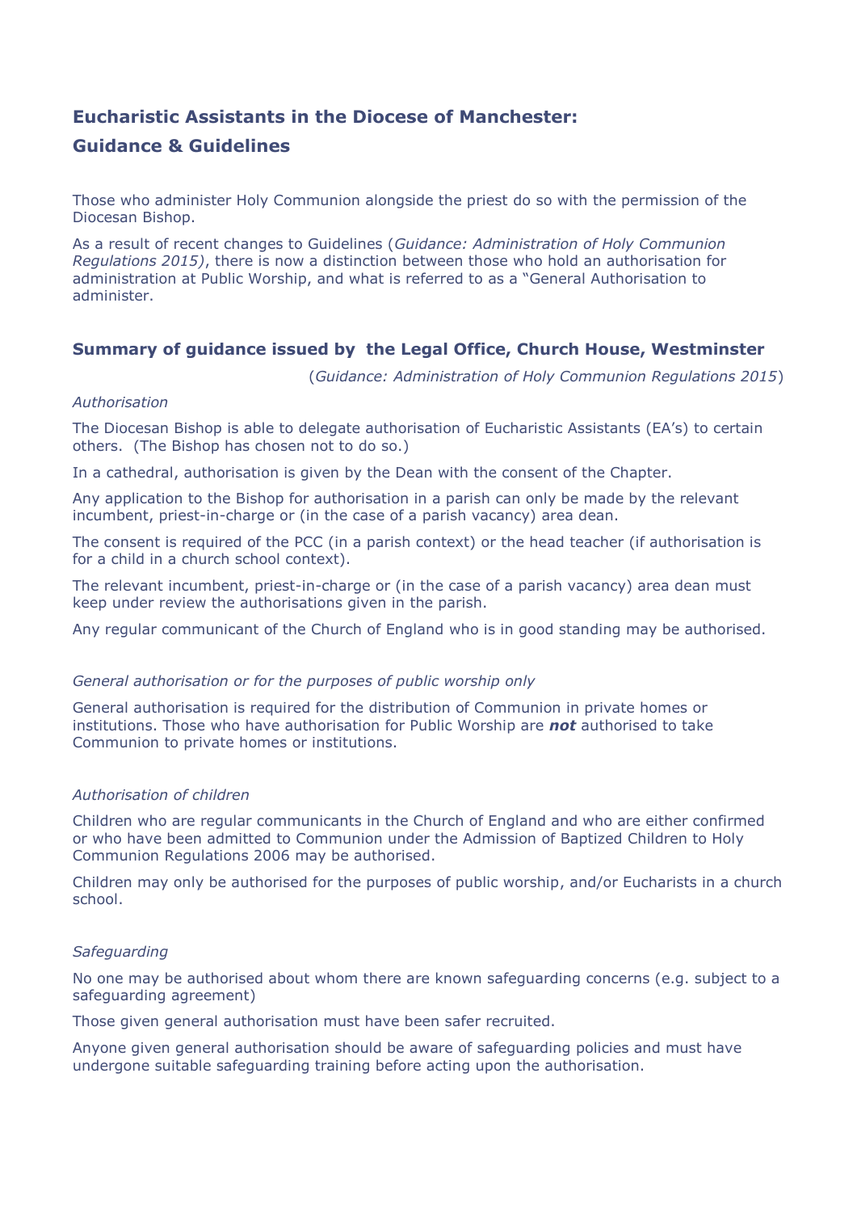## Eucharistic Assistants in the Diocese of Manchester: Guidance & Guidelines

Those who administer Holy Communion alongside the priest do so with the permission of the Diocesan Bishop.

As a result of recent changes to Guidelines (*Guidance: Administration of Holy Communion Regulations 2015)*, there is now a distinction between those who hold an authorisation for administration at Public Worship, and what is referred to as a "General Authorisation to administer.

### Summary of guidance issued by the Legal Office, Church House, Westminster

(*Guidance: Administration of Holy Communion Regulations 2015*)

*Authorisation*

The Diocesan Bishop is able to delegate authorisation of Eucharistic Assistants (EA's) to certain others. (The Bishop has chosen not to do so.)

In a cathedral, authorisation is given by the Dean with the consent of the Chapter.

Any application to the Bishop for authorisation in a parish can only be made by the relevant incumbent, priest-in-charge or (in the case of a parish vacancy) area dean.

The consent is required of the PCC (in a parish context) or the head teacher (if authorisation is for a child in a church school context).

The relevant incumbent, priest-in-charge or (in the case of a parish vacancy) area dean must keep under review the authorisations given in the parish.

Any regular communicant of the Church of England who is in good standing may be authorised.

*General authorisation or for the purposes of public worship only*

General authorisation is required for the distribution of Communion in private homes or institutions. Those who have authorisation for Public Worship are ***not*** authorised to take Communion to private homes or institutions.

*Authorisation of children*

Children who are regular communicants in the Church of England and who are either confirmed or who have been admitted to Communion under the Admission of Baptized Children to Holy Communion Regulations 2006 may be authorised.

Children may only be authorised for the purposes of public worship, and/or Eucharists in a church school.

*Safeguarding*

No one may be authorised about whom there are known safeguarding concerns (e.g. subject to a safeguarding agreement)

Those given general authorisation must have been safer recruited.

Anyone given general authorisation should be aware of safeguarding policies and must have undergone suitable safeguarding training before acting upon the authorisation.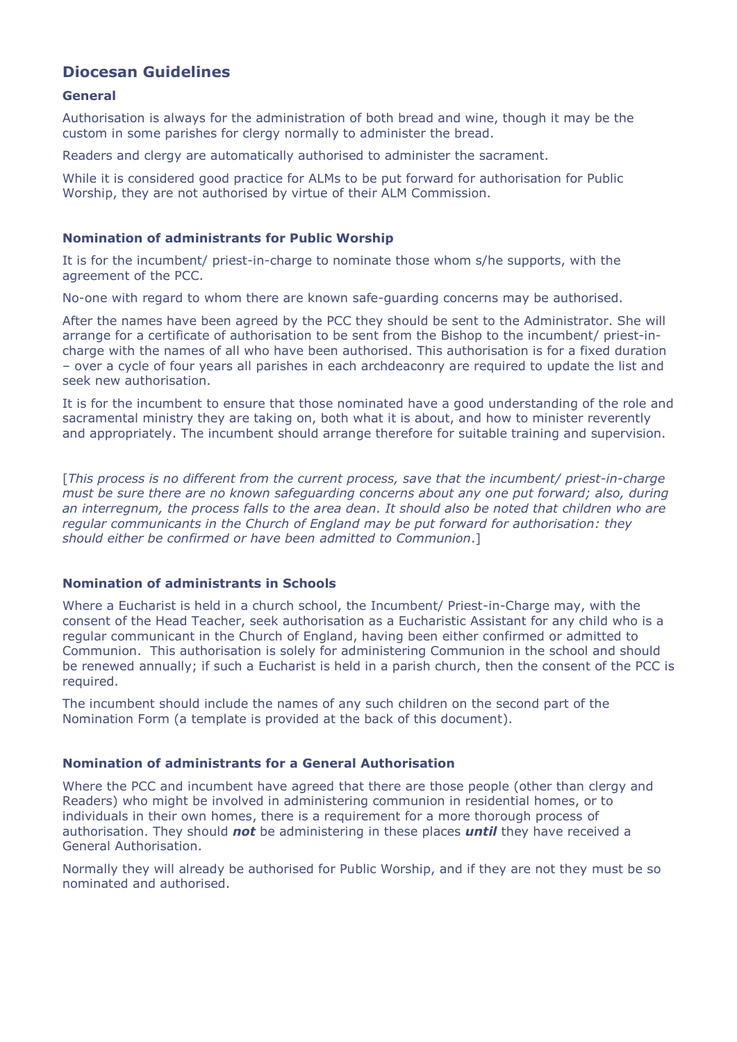## Diocesan Guidelines

### General

Authorisation is always for the administration of both bread and wine, though it may be the custom in some parishes for clergy normally to administer the bread.

Readers and clergy are automatically authorised to administer the sacrament.

While it is considered good practice for ALMs to be put forward for authorisation for Public Worship, they are not authorised by virtue of their ALM Commission.

### Nomination of administrants for Public Worship

It is for the incumbent/ priest-in-charge to nominate those whom s/he supports, with the agreement of the PCC.

No-one with regard to whom there are known safe-guarding concerns may be authorised.

After the names have been agreed by the PCC they should be sent to the Administrator. She will arrange for a certificate of authorisation to be sent from the Bishop to the incumbent/ priest-in-charge with the names of all who have been authorised. This authorisation is for a fixed duration – over a cycle of four years all parishes in each archdeaconry are required to update the list and seek new authorisation.

It is for the incumbent to ensure that those nominated have a good understanding of the role and sacramental ministry they are taking on, both what it is about, and how to minister reverently and appropriately. The incumbent should arrange therefore for suitable training and supervision.

[*This process is no different from the current process, save that the incumbent/ priest-in-charge must be sure there are no known safeguarding concerns about any one put forward; also, during an interregnum, the process falls to the area dean. It should also be noted that children who are regular communicants in the Church of England may be put forward for authorisation: they should either be confirmed or have been admitted to Communion*.]

### Nomination of administrants in Schools

Where a Eucharist is held in a church school, the Incumbent/ Priest-in-Charge may, with the consent of the Head Teacher, seek authorisation as a Eucharistic Assistant for any child who is a regular communicant in the Church of England, having been either confirmed or admitted to Communion. This authorisation is solely for administering Communion in the school and should be renewed annually; if such a Eucharist is held in a parish church, then the consent of the PCC is required.

The incumbent should include the names of any such children on the second part of the Nomination Form (a template is provided at the back of this document).

### Nomination of administrants for a General Authorisation

Where the PCC and incumbent have agreed that there are those people (other than clergy and Readers) who might be involved in administering communion in residential homes, or to individuals in their own homes, there is a requirement for a more thorough process of authorisation. They should ***not*** be administering in these places ***until*** they have received a General Authorisation.

Normally they will already be authorised for Public Worship, and if they are not they must be so nominated and authorised.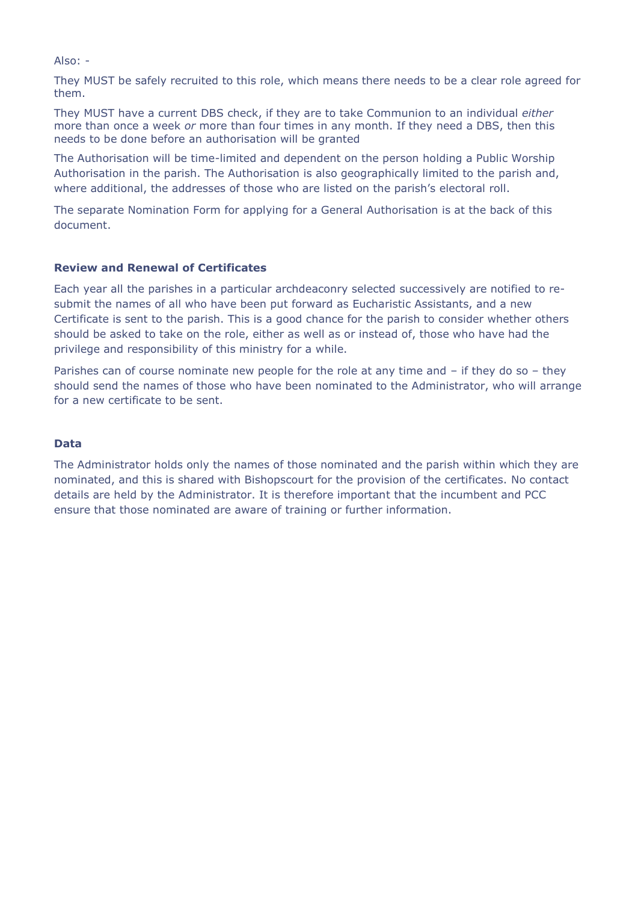Also: -

They MUST be safely recruited to this role, which means there needs to be a clear role agreed for them.

They MUST have a current DBS check, if they are to take Communion to an individual *either* more than once a week *or* more than four times in any month. If they need a DBS, then this needs to be done before an authorisation will be granted

The Authorisation will be time-limited and dependent on the person holding a Public Worship Authorisation in the parish. The Authorisation is also geographically limited to the parish and, where additional, the addresses of those who are listed on the parish's electoral roll.

The separate Nomination Form for applying for a General Authorisation is at the back of this document.

### Review and Renewal of Certificates

Each year all the parishes in a particular archdeaconry selected successively are notified to re-submit the names of all who have been put forward as Eucharistic Assistants, and a new Certificate is sent to the parish. This is a good chance for the parish to consider whether others should be asked to take on the role, either as well as or instead of, those who have had the privilege and responsibility of this ministry for a while.

Parishes can of course nominate new people for the role at any time and – if they do so – they should send the names of those who have been nominated to the Administrator, who will arrange for a new certificate to be sent.

### Data

The Administrator holds only the names of those nominated and the parish within which they are nominated, and this is shared with Bishopscourt for the provision of the certificates. No contact details are held by the Administrator. It is therefore important that the incumbent and PCC ensure that those nominated are aware of training or further information.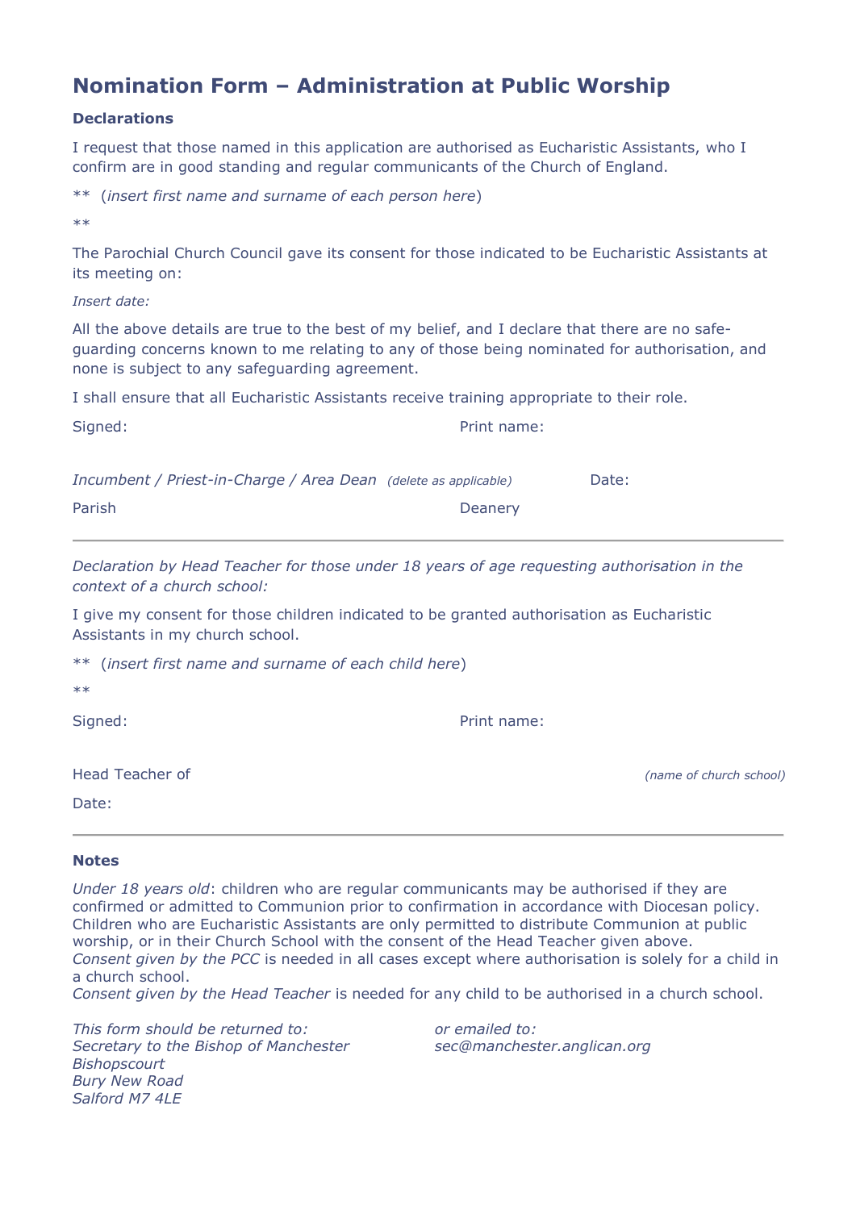# Nomination Form – Administration at Public Worship

**Declarations**

I request that those named in this application are authorised as Eucharistic Assistants, who I confirm are in good standing and regular communicants of the Church of England.

** (*insert first name and surname of each person here*)

**

The Parochial Church Council gave its consent for those indicated to be Eucharistic Assistants at its meeting on:

*Insert date:*

All the above details are true to the best of my belief, and I declare that there are no safe-guarding concerns known to me relating to any of those being nominated for authorisation, and none is subject to any safeguarding agreement.

I shall ensure that all Eucharistic Assistants receive training appropriate to their role.

Signed: Print name:

*Incumbent / Priest-in-Charge / Area Dean* *(delete as applicable)* Date:

Parish Deanery

---

*Declaration by Head Teacher for those under 18 years of age requesting authorisation in the context of a church school:*

I give my consent for those children indicated to be granted authorisation as Eucharistic Assistants in my church school.

** (*insert first name and surname of each child here*)

**

Signed: Print name:

Head Teacher of *(name of church school)*

Date:

---

**Notes**

*Under 18 years old*: children who are regular communicants may be authorised if they are confirmed or admitted to Communion prior to confirmation in accordance with Diocesan policy. Children who are Eucharistic Assistants are only permitted to distribute Communion at public worship, or in their Church School with the consent of the Head Teacher given above.
*Consent given by the PCC* is needed in all cases except where authorisation is solely for a child in a church school.
*Consent given by the Head Teacher* is needed for any child to be authorised in a church school.

*This form should be returned to:*
*Secretary to the Bishop of Manchester*
*Bishopscourt*
*Bury New Road*
*Salford M7 4LE*

*or emailed to:*
*sec@manchester.anglican.org*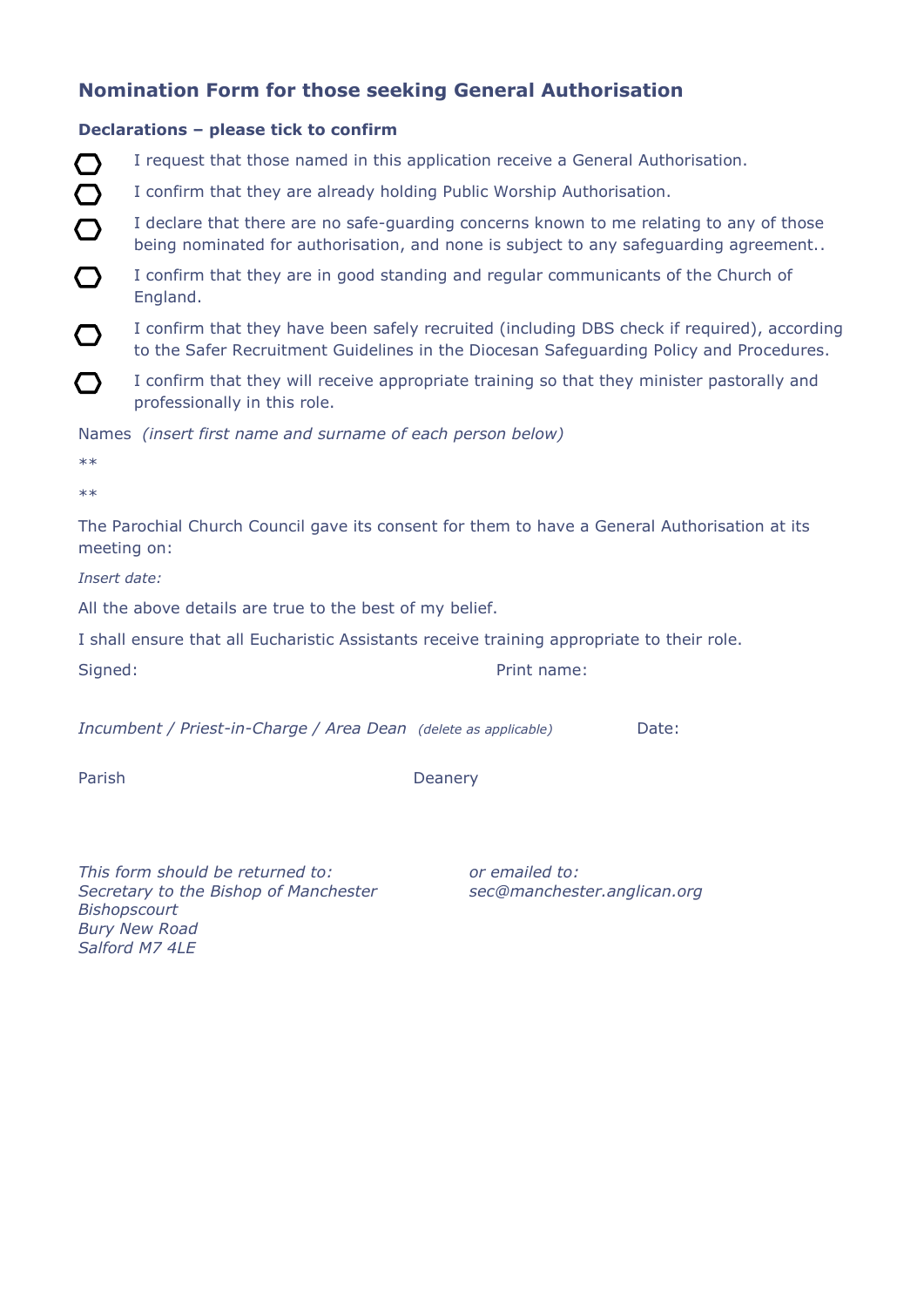## Nomination Form for those seeking General Authorisation

**Declarations – please tick to confirm**

- ⬡ I request that those named in this application receive a General Authorisation.
- ⬡ I confirm that they are already holding Public Worship Authorisation.
- ⬡ I declare that there are no safe-guarding concerns known to me relating to any of those being nominated for authorisation, and none is subject to any safeguarding agreement..
- ⬡ I confirm that they are in good standing and regular communicants of the Church of England.
- ⬡ I confirm that they have been safely recruited (including DBS check if required), according to the Safer Recruitment Guidelines in the Diocesan Safeguarding Policy and Procedures.
- ⬡ I confirm that they will receive appropriate training so that they minister pastorally and professionally in this role.

Names *(insert first name and surname of each person below)*

**

**

The Parochial Church Council gave its consent for them to have a General Authorisation at its meeting on:

*Insert date:*

All the above details are true to the best of my belief.

I shall ensure that all Eucharistic Assistants receive training appropriate to their role.

Signed: Print name:

*Incumbent / Priest-in-Charge / Area Dean* *(delete as applicable)* Date:

Parish Deanery

*This form should be returned to:*
*Secretary to the Bishop of Manchester*
*Bishopscourt*
*Bury New Road*
*Salford M7 4LE*

*or emailed to:*
*sec@manchester.anglican.org*